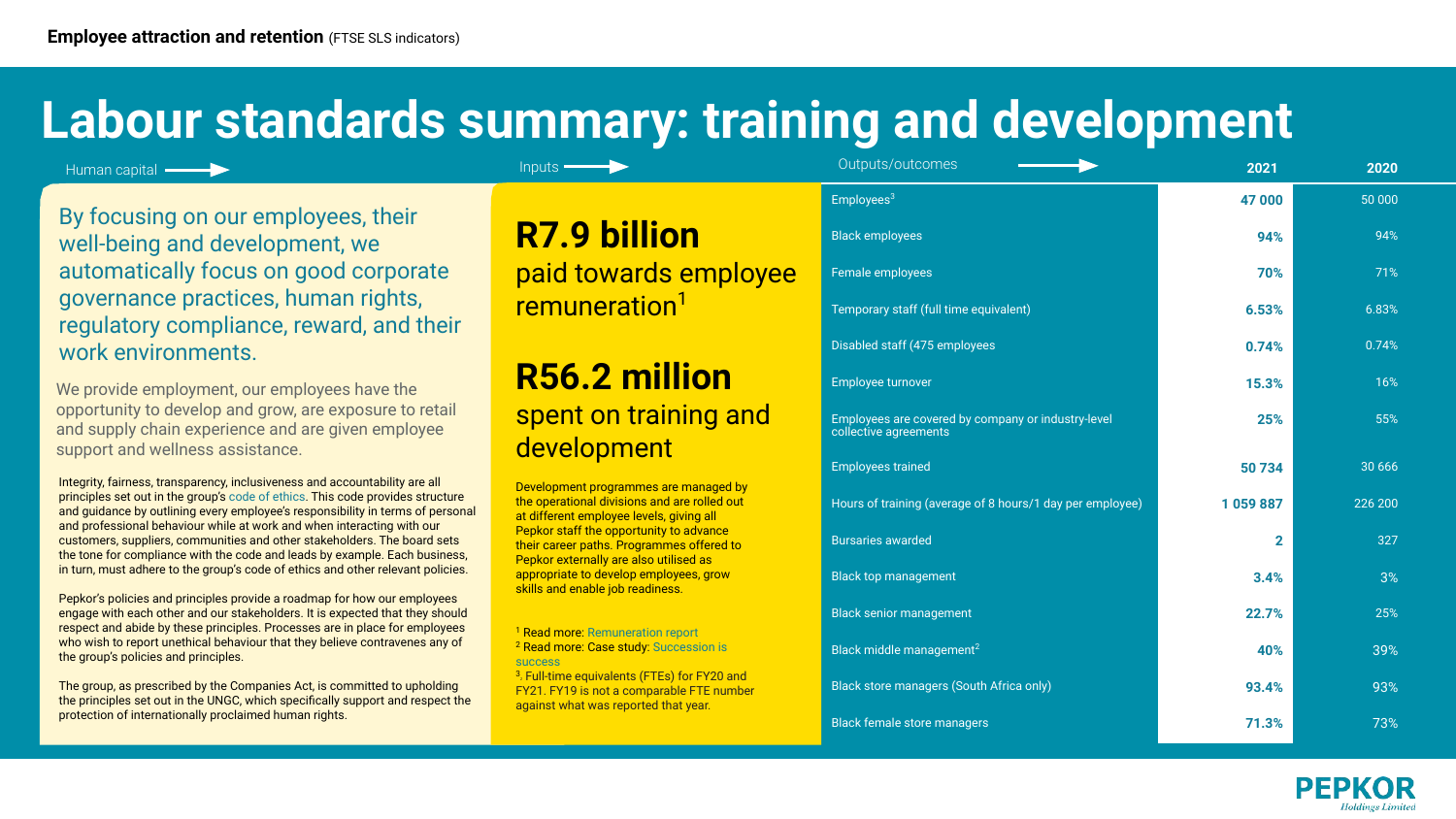**Employee attraction and retention** (FTSE SLS indicators)

# Labour standards summary: training and development

Human capital →

By focusing on our employees, their well-being and development, we automatically focus on good corporate governance practices, human rights, regulatory compliance, reward, and their work environments.

We provide employment, our employees have the opportunity to develop and grow, are exposure to retail and supply chain experience and are given employee support and wellness assistance.

Integrity, fairness, transparency, inclusiveness and accountability are all principles set out in the group's code of ethics. This code provides structure and guidance by outlining every employee's responsibility in terms of personal and professional behaviour while at work and when interacting with our customers, suppliers, communities and other stakeholders. The board sets the tone for compliance with the code and leads by example. Each business, in turn, must adhere to the group's code of ethics and other relevant policies.

Pepkor's policies and principles provide a roadmap for how our employees engage with each other and our stakeholders. It is expected that they should respect and abide by these principles. Processes are in place for employees who wish to report unethical behaviour that they believe contravenes any of the group's policies and principles.

The group, as prescribed by the Companies Act, is committed to upholding the principles set out in the UNGC, which specifically support and respect the protection of internationally proclaimed human rights.

Inputs →

## R7.9 billion
paid towards employee remuneration[1]

## R56.2 million
spent on training and development

Development programmes are managed by the operational divisions and are rolled out at different employee levels, giving all Pepkor staff the opportunity to advance their career paths. Programmes offered to Pepkor externally are also utilised as appropriate to develop employees, grow skills and enable job readiness.

[1] Read more: Remuneration report
[2] Read more: Case study: Succession is success
[3]. Full-time equivalents (FTEs) for FY20 and FY21. FY19 is not a comparable FTE number against what was reported that year.

Outputs/outcomes →

| Outputs/outcomes | 2021 | 2020 |
|---|---|---|
| Employees[3] | **47 000** | 50 000 |
| Black employees | **94%** | 94% |
| Female employees | **70%** | 71% |
| Temporary staff (full time equivalent) | **6.53%** | 6.83% |
| Disabled staff (475 employees | **0.74%** | 0.74% |
| Employee turnover | **15.3%** | 16% |
| Employees are covered by company or industry-level collective agreements | **25%** | 55% |
| Employees trained | **50 734** | 30 666 |
| Hours of training (average of 8 hours/1 day per employee) | **1 059 887** | 226 200 |
| Bursaries awarded | **2** | 327 |
| Black top management | **3.4%** | 3% |
| Black senior management | **22.7%** | 25% |
| Black middle management[2] | **40%** | 39% |
| Black store managers (South Africa only) | **93.4%** | 93% |
| Black female store managers | **71.3%** | 73% |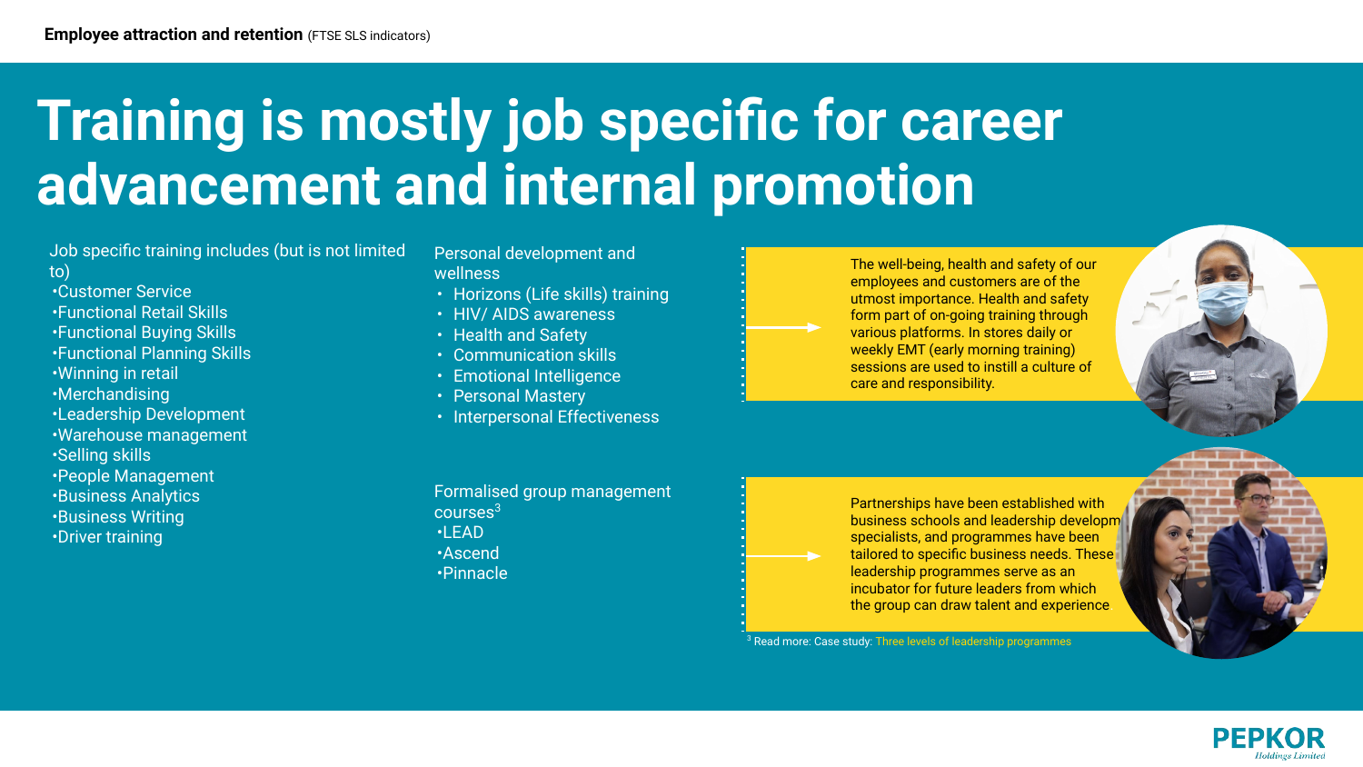**Employee attraction and retention** (FTSE SLS indicators)

# Training is mostly job specific for career advancement and internal promotion

Job specific training includes (but is not limited to)

- Customer Service
- Functional Retail Skills
- Functional Buying Skills
- Functional Planning Skills
- Winning in retail
- Merchandising
- Leadership Development
- Warehouse management
- Selling skills
- People Management
- Business Analytics
- Business Writing
- Driver training

Personal development and wellness

- Horizons (Life skills) training
- HIV/ AIDS awareness
- Health and Safety
- Communication skills
- Emotional Intelligence
- Personal Mastery
- Interpersonal Effectiveness

Formalised group management courses[3]

- LEAD
- Ascend
- Pinnacle

The well-being, health and safety of our employees and customers are of the utmost importance. Health and safety form part of on-going training through various platforms. In stores daily or weekly EMT (early morning training) sessions are used to instill a culture of care and responsibility.

Partnerships have been established with business schools and leadership development specialists, and programmes have been tailored to specific business needs. These leadership programmes serve as an incubator for future leaders from which the group can draw talent and experience

[3] Read more: Case study: Three levels of leadership programmes